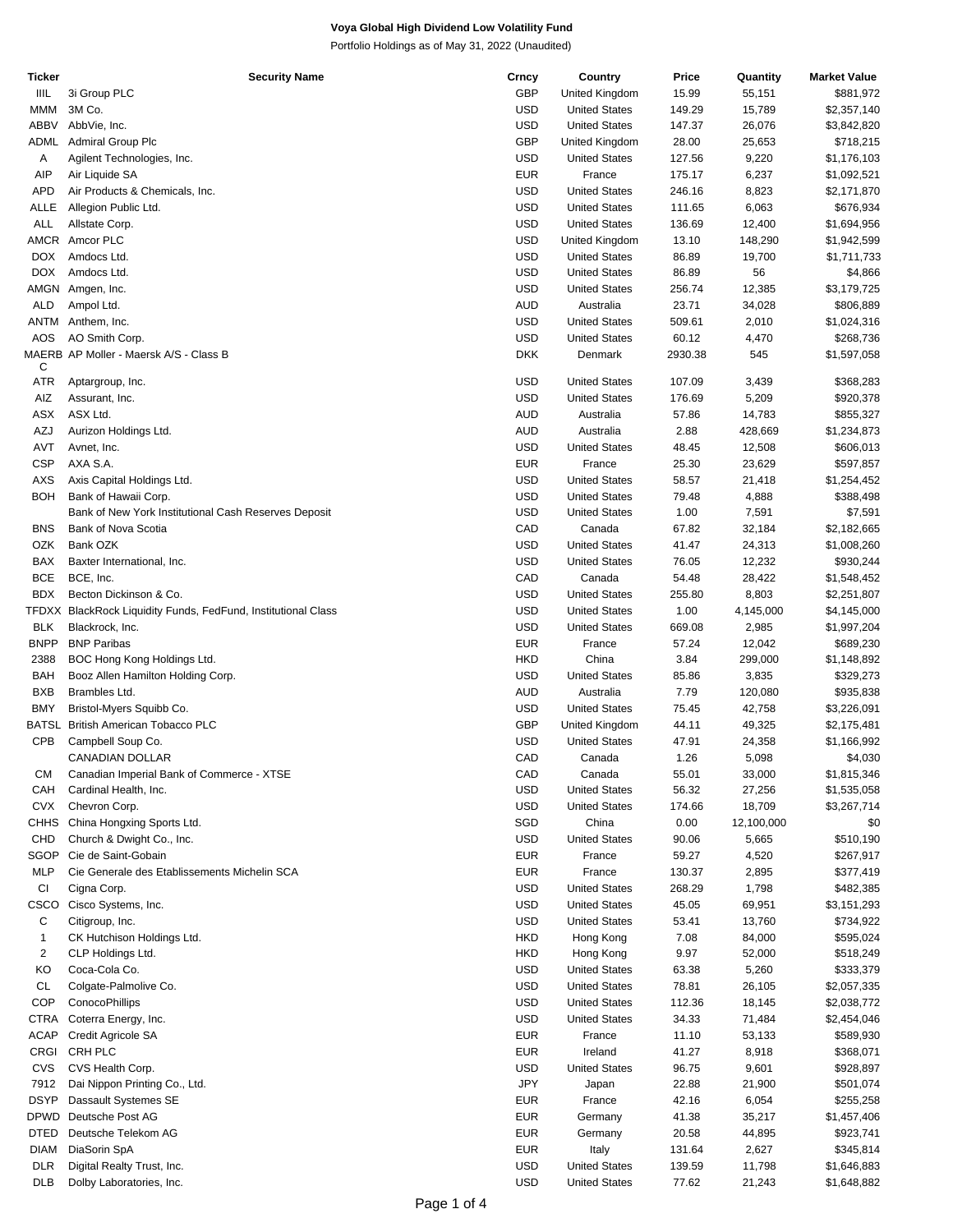# Voya Global High Dividend Low Volatility Fund

Portfolio Holdings as of May 31, 2022 (Unaudited)

| Ticker | Security Name | Crncy | Country | Price | Quantity | Market Value |
|---|---|---|---|---|---|---|
| IIIL | 3i Group PLC | GBP | United Kingdom | 15.99 | 55,151 | $881,972 |
| MMM | 3M Co. | USD | United States | 149.29 | 15,789 | $2,357,140 |
| ABBV | AbbVie, Inc. | USD | United States | 147.37 | 26,076 | $3,842,820 |
| ADML | Admiral Group Plc | GBP | United Kingdom | 28.00 | 25,653 | $718,215 |
| A | Agilent Technologies, Inc. | USD | United States | 127.56 | 9,220 | $1,176,103 |
| AIP | Air Liquide SA | EUR | France | 175.17 | 6,237 | $1,092,521 |
| APD | Air Products & Chemicals, Inc. | USD | United States | 246.16 | 8,823 | $2,171,870 |
| ALLE | Allegion Public Ltd. | USD | United States | 111.65 | 6,063 | $676,934 |
| ALL | Allstate Corp. | USD | United States | 136.69 | 12,400 | $1,694,956 |
| AMCR | Amcor PLC | USD | United Kingdom | 13.10 | 148,290 | $1,942,599 |
| DOX | Amdocs Ltd. | USD | United States | 86.89 | 19,700 | $1,711,733 |
| DOX | Amdocs Ltd. | USD | United States | 86.89 | 56 | $4,866 |
| AMGN | Amgen, Inc. | USD | United States | 256.74 | 12,385 | $3,179,725 |
| ALD | Ampol Ltd. | AUD | Australia | 23.71 | 34,028 | $806,889 |
| ANTM | Anthem, Inc. | USD | United States | 509.61 | 2,010 | $1,024,316 |
| AOS | AO Smith Corp. | USD | United States | 60.12 | 4,470 | $268,736 |
| MAERBC | AP Moller - Maersk A/S - Class B | DKK | Denmark | 2930.38 | 545 | $1,597,058 |
| ATR | Aptargroup, Inc. | USD | United States | 107.09 | 3,439 | $368,283 |
| AIZ | Assurant, Inc. | USD | United States | 176.69 | 5,209 | $920,378 |
| ASX | ASX Ltd. | AUD | Australia | 57.86 | 14,783 | $855,327 |
| AZJ | Aurizon Holdings Ltd. | AUD | Australia | 2.88 | 428,669 | $1,234,873 |
| AVT | Avnet, Inc. | USD | United States | 48.45 | 12,508 | $606,013 |
| CSP | AXA S.A. | EUR | France | 25.30 | 23,629 | $597,857 |
| AXS | Axis Capital Holdings Ltd. | USD | United States | 58.57 | 21,418 | $1,254,452 |
| BOH | Bank of Hawaii Corp. | USD | United States | 79.48 | 4,888 | $388,498 |
| | Bank of New York Institutional Cash Reserves Deposit | USD | United States | 1.00 | 7,591 | $7,591 |
| BNS | Bank of Nova Scotia | CAD | Canada | 67.82 | 32,184 | $2,182,665 |
| OZK | Bank OZK | USD | United States | 41.47 | 24,313 | $1,008,260 |
| BAX | Baxter International, Inc. | USD | United States | 76.05 | 12,232 | $930,244 |
| BCE | BCE, Inc. | CAD | Canada | 54.48 | 28,422 | $1,548,452 |
| BDX | Becton Dickinson & Co. | USD | United States | 255.80 | 8,803 | $2,251,807 |
| TFDXX | BlackRock Liquidity Funds, FedFund, Institutional Class | USD | United States | 1.00 | 4,145,000 | $4,145,000 |
| BLK | Blackrock, Inc. | USD | United States | 669.08 | 2,985 | $1,997,204 |
| BNPP | BNP Paribas | EUR | France | 57.24 | 12,042 | $689,230 |
| 2388 | BOC Hong Kong Holdings Ltd. | HKD | China | 3.84 | 299,000 | $1,148,892 |
| BAH | Booz Allen Hamilton Holding Corp. | USD | United States | 85.86 | 3,835 | $329,273 |
| BXB | Brambles Ltd. | AUD | Australia | 7.79 | 120,080 | $935,838 |
| BMY | Bristol-Myers Squibb Co. | USD | United States | 75.45 | 42,758 | $3,226,091 |
| BATSL | British American Tobacco PLC | GBP | United Kingdom | 44.11 | 49,325 | $2,175,481 |
| CPB | Campbell Soup Co. | USD | United States | 47.91 | 24,358 | $1,166,992 |
| | CANADIAN DOLLAR | CAD | Canada | 1.26 | 5,098 | $4,030 |
| CM | Canadian Imperial Bank of Commerce - XTSE | CAD | Canada | 55.01 | 33,000 | $1,815,346 |
| CAH | Cardinal Health, Inc. | USD | United States | 56.32 | 27,256 | $1,535,058 |
| CVX | Chevron Corp. | USD | United States | 174.66 | 18,709 | $3,267,714 |
| CHHS | China Hongxing Sports Ltd. | SGD | China | 0.00 | 12,100,000 | $0 |
| CHD | Church & Dwight Co., Inc. | USD | United States | 90.06 | 5,665 | $510,190 |
| SGOP | Cie de Saint-Gobain | EUR | France | 59.27 | 4,520 | $267,917 |
| MLP | Cie Generale des Etablissements Michelin SCA | EUR | France | 130.37 | 2,895 | $377,419 |
| CI | Cigna Corp. | USD | United States | 268.29 | 1,798 | $482,385 |
| CSCO | Cisco Systems, Inc. | USD | United States | 45.05 | 69,951 | $3,151,293 |
| C | Citigroup, Inc. | USD | United States | 53.41 | 13,760 | $734,922 |
| 1 | CK Hutchison Holdings Ltd. | HKD | Hong Kong | 7.08 | 84,000 | $595,024 |
| 2 | CLP Holdings Ltd. | HKD | Hong Kong | 9.97 | 52,000 | $518,249 |
| KO | Coca-Cola Co. | USD | United States | 63.38 | 5,260 | $333,379 |
| CL | Colgate-Palmolive Co. | USD | United States | 78.81 | 26,105 | $2,057,335 |
| COP | ConocoPhillips | USD | United States | 112.36 | 18,145 | $2,038,772 |
| CTRA | Coterra Energy, Inc. | USD | United States | 34.33 | 71,484 | $2,454,046 |
| ACAP | Credit Agricole SA | EUR | France | 11.10 | 53,133 | $589,930 |
| CRGI | CRH PLC | EUR | Ireland | 41.27 | 8,918 | $368,071 |
| CVS | CVS Health Corp. | USD | United States | 96.75 | 9,601 | $928,897 |
| 7912 | Dai Nippon Printing Co., Ltd. | JPY | Japan | 22.88 | 21,900 | $501,074 |
| DSYP | Dassault Systemes SE | EUR | France | 42.16 | 6,054 | $255,258 |
| DPWD | Deutsche Post AG | EUR | Germany | 41.38 | 35,217 | $1,457,406 |
| DTED | Deutsche Telekom AG | EUR | Germany | 20.58 | 44,895 | $923,741 |
| DIAM | DiaSorin SpA | EUR | Italy | 131.64 | 2,627 | $345,814 |
| DLR | Digital Realty Trust, Inc. | USD | United States | 139.59 | 11,798 | $1,646,883 |
| DLB | Dolby Laboratories, Inc. | USD | United States | 77.62 | 21,243 | $1,648,882 |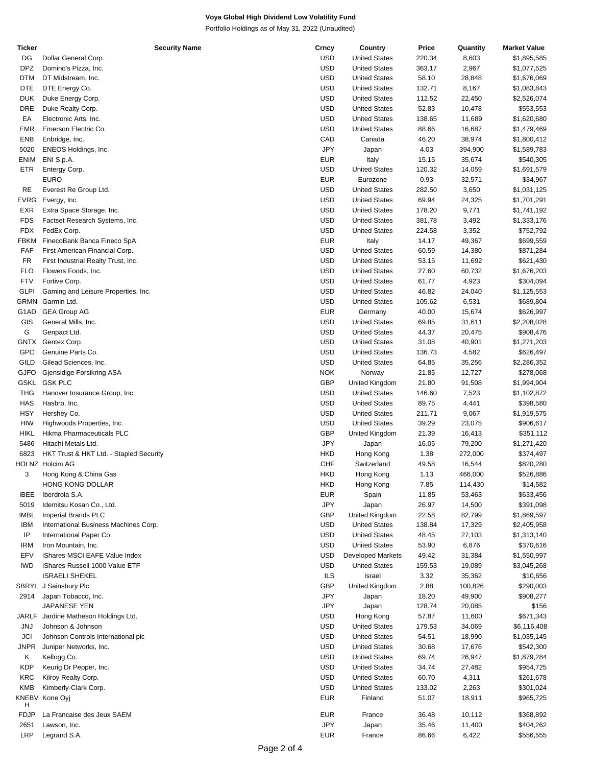**Voya Global High Dividend Low Volatility Fund**

Portfolio Holdings as of May 31, 2022 (Unaudited)

| Ticker | Security Name | Crncy | Country | Price | Quantity | Market Value |
|---|---|---|---|---|---|---|
| DG | Dollar General Corp. | USD | United States | 220.34 | 8,603 | $1,895,585 |
| DPZ | Domino's Pizza, Inc. | USD | United States | 363.17 | 2,967 | $1,077,525 |
| DTM | DT Midstream, Inc. | USD | United States | 58.10 | 28,848 | $1,676,069 |
| DTE | DTE Energy Co. | USD | United States | 132.71 | 8,167 | $1,083,843 |
| DUK | Duke Energy Corp. | USD | United States | 112.52 | 22,450 | $2,526,074 |
| DRE | Duke Realty Corp. | USD | United States | 52.83 | 10,478 | $553,553 |
| EA | Electronic Arts, Inc. | USD | United States | 138.65 | 11,689 | $1,620,680 |
| EMR | Emerson Electric Co. | USD | United States | 88.66 | 16,687 | $1,479,469 |
| ENB | Enbridge, Inc. | CAD | Canada | 46.20 | 38,974 | $1,800,412 |
| 5020 | ENEOS Holdings, Inc. | JPY | Japan | 4.03 | 394,900 | $1,589,783 |
| ENIM | ENI S.p.A. | EUR | Italy | 15.15 | 35,674 | $540,305 |
| ETR | Entergy Corp. | USD | United States | 120.32 | 14,059 | $1,691,579 |
| | EURO | EUR | Eurozone | 0.93 | 32,571 | $34,967 |
| RE | Everest Re Group Ltd. | USD | United States | 282.50 | 3,650 | $1,031,125 |
| EVRG | Evergy, Inc. | USD | United States | 69.94 | 24,325 | $1,701,291 |
| EXR | Extra Space Storage, Inc. | USD | United States | 178.20 | 9,771 | $1,741,192 |
| FDS | Factset Research Systems, Inc. | USD | United States | 381.78 | 3,492 | $1,333,176 |
| FDX | FedEx Corp. | USD | United States | 224.58 | 3,352 | $752,792 |
| FBKM | FinecoBank Banca Fineco SpA | EUR | Italy | 14.17 | 49,367 | $699,559 |
| FAF | First American Financial Corp. | USD | United States | 60.59 | 14,380 | $871,284 |
| FR | First Industrial Realty Trust, Inc. | USD | United States | 53.15 | 11,692 | $621,430 |
| FLO | Flowers Foods, Inc. | USD | United States | 27.60 | 60,732 | $1,676,203 |
| FTV | Fortive Corp. | USD | United States | 61.77 | 4,923 | $304,094 |
| GLPI | Gaming and Leisure Properties, Inc. | USD | United States | 46.82 | 24,040 | $1,125,553 |
| GRMN | Garmin Ltd. | USD | United States | 105.62 | 6,531 | $689,804 |
| G1AD | GEA Group AG | EUR | Germany | 40.00 | 15,674 | $626,997 |
| GIS | General Mills, Inc. | USD | United States | 69.85 | 31,611 | $2,208,028 |
| G | Genpact Ltd. | USD | United States | 44.37 | 20,475 | $908,476 |
| GNTX | Gentex Corp. | USD | United States | 31.08 | 40,901 | $1,271,203 |
| GPC | Genuine Parts Co. | USD | United States | 136.73 | 4,582 | $626,497 |
| GILD | Gilead Sciences, Inc. | USD | United States | 64.85 | 35,256 | $2,286,352 |
| GJFO | Gjensidige Forsikring ASA | NOK | Norway | 21.85 | 12,727 | $278,068 |
| GSKL | GSK PLC | GBP | United Kingdom | 21.80 | 91,508 | $1,994,904 |
| THG | Hanover Insurance Group, Inc. | USD | United States | 146.60 | 7,523 | $1,102,872 |
| HAS | Hasbro, Inc. | USD | United States | 89.75 | 4,441 | $398,580 |
| HSY | Hershey Co. | USD | United States | 211.71 | 9,067 | $1,919,575 |
| HIW | Highwoods Properties, Inc. | USD | United States | 39.29 | 23,075 | $906,617 |
| HIKL | Hikma Pharmaceuticals PLC | GBP | United Kingdom | 21.39 | 16,413 | $351,112 |
| 5486 | Hitachi Metals Ltd. | JPY | Japan | 16.05 | 79,200 | $1,271,420 |
| 6823 | HKT Trust & HKT Ltd. - Stapled Security | HKD | Hong Kong | 1.38 | 272,000 | $374,497 |
| HOLNZ | Holcim AG | CHF | Switzerland | 49.58 | 16,544 | $820,280 |
| 3 | Hong Kong & China Gas | HKD | Hong Kong | 1.13 | 466,000 | $526,886 |
| | HONG KONG DOLLAR | HKD | Hong Kong | 7.85 | 114,430 | $14,582 |
| IBEE | Iberdrola S.A. | EUR | Spain | 11.85 | 53,463 | $633,456 |
| 5019 | Idemitsu Kosan Co., Ltd. | JPY | Japan | 26.97 | 14,500 | $391,098 |
| IMBL | Imperial Brands PLC | GBP | United Kingdom | 22.58 | 82,799 | $1,869,597 |
| IBM | International Business Machines Corp. | USD | United States | 138.84 | 17,329 | $2,405,958 |
| IP | International Paper Co. | USD | United States | 48.45 | 27,103 | $1,313,140 |
| IRM | Iron Mountain, Inc. | USD | United States | 53.90 | 6,876 | $370,616 |
| EFV | iShares MSCI EAFE Value Index | USD | Developed Markets | 49.42 | 31,384 | $1,550,997 |
| IWD | iShares Russell 1000 Value ETF | USD | United States | 159.53 | 19,089 | $3,045,268 |
| | ISRAELI SHEKEL | ILS | Israel | 3.32 | 35,362 | $10,656 |
| SBRYL | J Sainsbury Plc | GBP | United Kingdom | 2.88 | 100,826 | $290,003 |
| 2914 | Japan Tobacco, Inc. | JPY | Japan | 18.20 | 49,900 | $908,277 |
| | JAPANESE YEN | JPY | Japan | 128.74 | 20,085 | $156 |
| JARLF | Jardine Matheson Holdings Ltd. | USD | Hong Kong | 57.87 | 11,600 | $671,343 |
| JNJ | Johnson & Johnson | USD | United States | 179.53 | 34,069 | $6,116,408 |
| JCI | Johnson Controls International plc | USD | United States | 54.51 | 18,990 | $1,035,145 |
| JNPR | Juniper Networks, Inc. | USD | United States | 30.68 | 17,676 | $542,300 |
| K | Kellogg Co. | USD | United States | 69.74 | 26,947 | $1,879,284 |
| KDP | Keurig Dr Pepper, Inc. | USD | United States | 34.74 | 27,482 | $954,725 |
| KRC | Kilroy Realty Corp. | USD | United States | 60.70 | 4,311 | $261,678 |
| KMB | Kimberly-Clark Corp. | USD | United States | 133.02 | 2,263 | $301,024 |
| KNEBVH | Kone Oyj | EUR | Finland | 51.07 | 18,911 | $965,725 |
| FDJP | La Francaise des Jeux SAEM | EUR | France | 36.48 | 10,112 | $368,892 |
| 2651 | Lawson, Inc. | JPY | Japan | 35.46 | 11,400 | $404,262 |
| LRP | Legrand S.A. | EUR | France | 86.66 | 6,422 | $556,555 |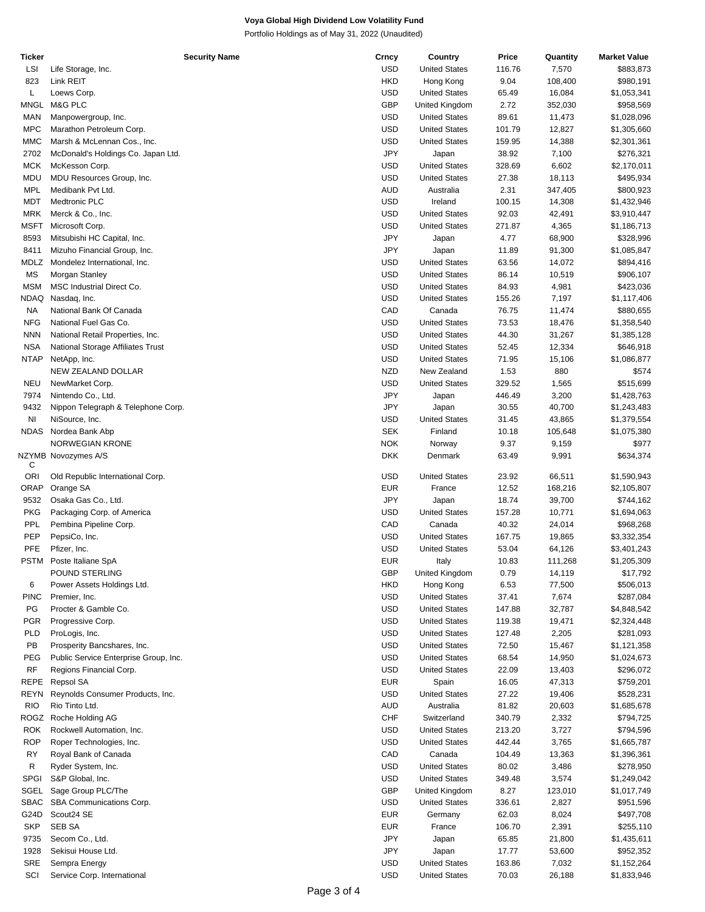**Voya Global High Dividend Low Volatility Fund**

Portfolio Holdings as of May 31, 2022 (Unaudited)

| Ticker | Security Name | Crncy | Country | Price | Quantity | Market Value |
|---|---|---|---|---|---|---|
| LSI | Life Storage, Inc. | USD | United States | 116.76 | 7,570 | $883,873 |
| 823 | Link REIT | HKD | Hong Kong | 9.04 | 108,400 | $980,191 |
| L | Loews Corp. | USD | United States | 65.49 | 16,084 | $1,053,341 |
| MNGL | M&G PLC | GBP | United Kingdom | 2.72 | 352,030 | $958,569 |
| MAN | Manpowergroup, Inc. | USD | United States | 89.61 | 11,473 | $1,028,096 |
| MPC | Marathon Petroleum Corp. | USD | United States | 101.79 | 12,827 | $1,305,660 |
| MMC | Marsh & McLennan Cos., Inc. | USD | United States | 159.95 | 14,388 | $2,301,361 |
| 2702 | McDonald's Holdings Co. Japan Ltd. | JPY | Japan | 38.92 | 7,100 | $276,321 |
| MCK | McKesson Corp. | USD | United States | 328.69 | 6,602 | $2,170,011 |
| MDU | MDU Resources Group, Inc. | USD | United States | 27.38 | 18,113 | $495,934 |
| MPL | Medibank Pvt Ltd. | AUD | Australia | 2.31 | 347,405 | $800,923 |
| MDT | Medtronic PLC | USD | Ireland | 100.15 | 14,308 | $1,432,946 |
| MRK | Merck & Co., Inc. | USD | United States | 92.03 | 42,491 | $3,910,447 |
| MSFT | Microsoft Corp. | USD | United States | 271.87 | 4,365 | $1,186,713 |
| 8593 | Mitsubishi HC Capital, Inc. | JPY | Japan | 4.77 | 68,900 | $328,996 |
| 8411 | Mizuho Financial Group, Inc. | JPY | Japan | 11.89 | 91,300 | $1,085,847 |
| MDLZ | Mondelez International, Inc. | USD | United States | 63.56 | 14,072 | $894,416 |
| MS | Morgan Stanley | USD | United States | 86.14 | 10,519 | $906,107 |
| MSM | MSC Industrial Direct Co. | USD | United States | 84.93 | 4,981 | $423,036 |
| NDAQ | Nasdaq, Inc. | USD | United States | 155.26 | 7,197 | $1,117,406 |
| NA | National Bank Of Canada | CAD | Canada | 76.75 | 11,474 | $880,655 |
| NFG | National Fuel Gas Co. | USD | United States | 73.53 | 18,476 | $1,358,540 |
| NNN | National Retail Properties, Inc. | USD | United States | 44.30 | 31,267 | $1,385,128 |
| NSA | National Storage Affiliates Trust | USD | United States | 52.45 | 12,334 | $646,918 |
| NTAP | NetApp, Inc. | USD | United States | 71.95 | 15,106 | $1,086,877 |
| | NEW ZEALAND DOLLAR | NZD | New Zealand | 1.53 | 880 | $574 |
| NEU | NewMarket Corp. | USD | United States | 329.52 | 1,565 | $515,699 |
| 7974 | Nintendo Co., Ltd. | JPY | Japan | 446.49 | 3,200 | $1,428,763 |
| 9432 | Nippon Telegraph & Telephone Corp. | JPY | Japan | 30.55 | 40,700 | $1,243,483 |
| NI | NiSource, Inc. | USD | United States | 31.45 | 43,865 | $1,379,554 |
| NDAS | Nordea Bank Abp | SEK | Finland | 10.18 | 105,648 | $1,075,380 |
| | NORWEGIAN KRONE | NOK | Norway | 9.37 | 9,159 | $977 |
| NZYMBC | Novozymes A/S | DKK | Denmark | 63.49 | 9,991 | $634,374 |
| ORI | Old Republic International Corp. | USD | United States | 23.92 | 66,511 | $1,590,943 |
| ORAP | Orange SA | EUR | France | 12.52 | 168,216 | $2,105,807 |
| 9532 | Osaka Gas Co., Ltd. | JPY | Japan | 18.74 | 39,700 | $744,162 |
| PKG | Packaging Corp. of America | USD | United States | 157.28 | 10,771 | $1,694,063 |
| PPL | Pembina Pipeline Corp. | CAD | Canada | 40.32 | 24,014 | $968,268 |
| PEP | PepsiCo, Inc. | USD | United States | 167.75 | 19,865 | $3,332,354 |
| PFE | Pfizer, Inc. | USD | United States | 53.04 | 64,126 | $3,401,243 |
| PSTM | Poste Italiane SpA | EUR | Italy | 10.83 | 111,268 | $1,205,309 |
| | POUND STERLING | GBP | United Kingdom | 0.79 | 14,119 | $17,792 |
| 6 | Power Assets Holdings Ltd. | HKD | Hong Kong | 6.53 | 77,500 | $506,013 |
| PINC | Premier, Inc. | USD | United States | 37.41 | 7,674 | $287,084 |
| PG | Procter & Gamble Co. | USD | United States | 147.88 | 32,787 | $4,848,542 |
| PGR | Progressive Corp. | USD | United States | 119.38 | 19,471 | $2,324,448 |
| PLD | ProLogis, Inc. | USD | United States | 127.48 | 2,205 | $281,093 |
| PB | Prosperity Bancshares, Inc. | USD | United States | 72.50 | 15,467 | $1,121,358 |
| PEG | Public Service Enterprise Group, Inc. | USD | United States | 68.54 | 14,950 | $1,024,673 |
| RF | Regions Financial Corp. | USD | United States | 22.09 | 13,403 | $296,072 |
| REPE | Repsol SA | EUR | Spain | 16.05 | 47,313 | $759,201 |
| REYN | Reynolds Consumer Products, Inc. | USD | United States | 27.22 | 19,406 | $528,231 |
| RIO | Rio Tinto Ltd. | AUD | Australia | 81.82 | 20,603 | $1,685,678 |
| ROGZ | Roche Holding AG | CHF | Switzerland | 340.79 | 2,332 | $794,725 |
| ROK | Rockwell Automation, Inc. | USD | United States | 213.20 | 3,727 | $794,596 |
| ROP | Roper Technologies, Inc. | USD | United States | 442.44 | 3,765 | $1,665,787 |
| RY | Royal Bank of Canada | CAD | Canada | 104.49 | 13,363 | $1,396,361 |
| R | Ryder System, Inc. | USD | United States | 80.02 | 3,486 | $278,950 |
| SPGI | S&P Global, Inc. | USD | United States | 349.48 | 3,574 | $1,249,042 |
| SGEL | Sage Group PLC/The | GBP | United Kingdom | 8.27 | 123,010 | $1,017,749 |
| SBAC | SBA Communications Corp. | USD | United States | 336.61 | 2,827 | $951,596 |
| G24D | Scout24 SE | EUR | Germany | 62.03 | 8,024 | $497,708 |
| SKP | SEB SA | EUR | France | 106.70 | 2,391 | $255,110 |
| 9735 | Secom Co., Ltd. | JPY | Japan | 65.85 | 21,800 | $1,435,611 |
| 1928 | Sekisui House Ltd. | JPY | Japan | 17.77 | 53,600 | $952,352 |
| SRE | Sempra Energy | USD | United States | 163.86 | 7,032 | $1,152,264 |
| SCI | Service Corp. International | USD | United States | 70.03 | 26,188 | $1,833,946 |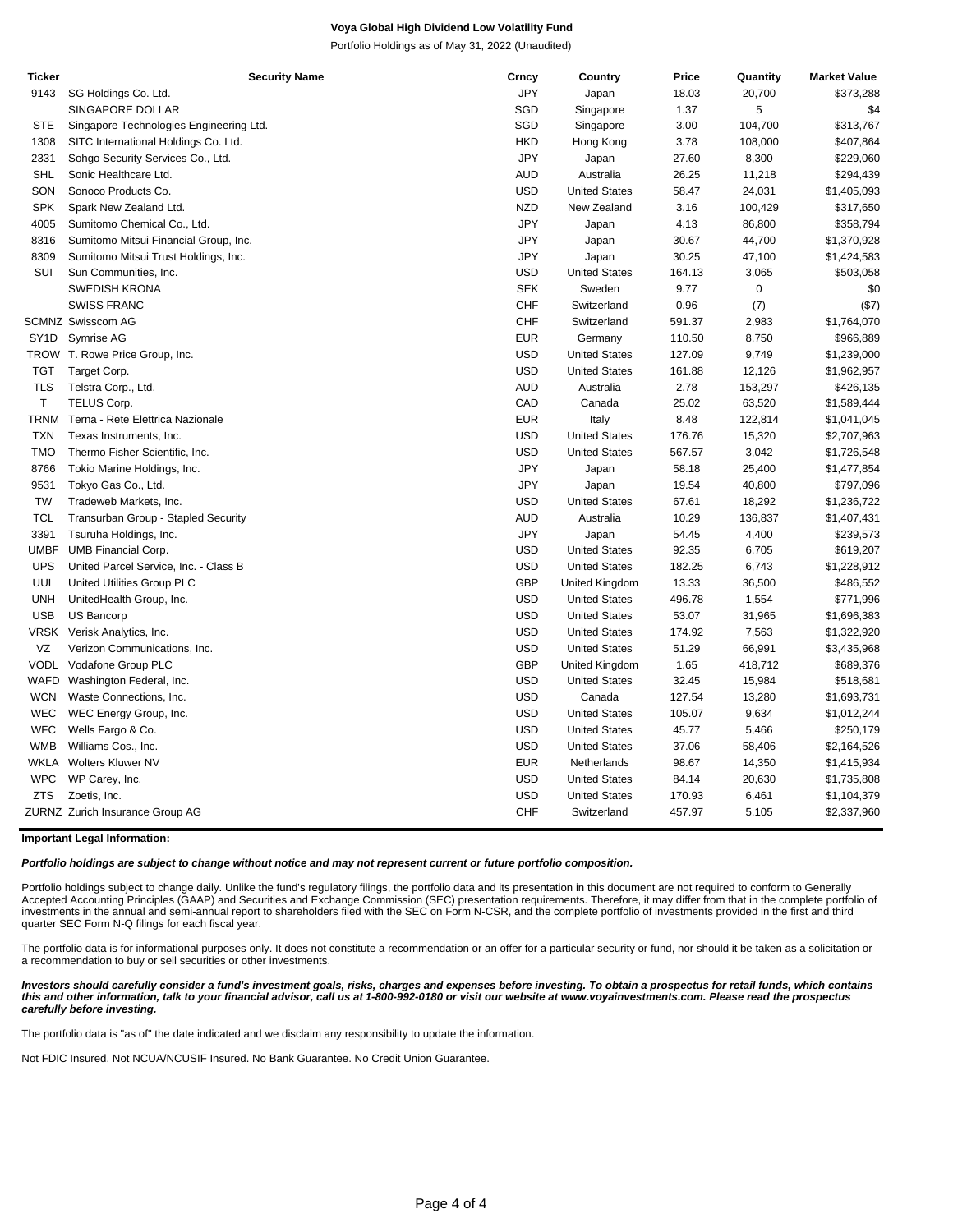**Voya Global High Dividend Low Volatility Fund**

Portfolio Holdings as of May 31, 2022 (Unaudited)

| Ticker | Security Name | Crncy | Country | Price | Quantity | Market Value |
|---|---|---|---|---|---|---|
| 9143 | SG Holdings Co. Ltd. | JPY | Japan | 18.03 | 20,700 | $373,288 |
| | SINGAPORE DOLLAR | SGD | Singapore | 1.37 | 5 | $4 |
| STE | Singapore Technologies Engineering Ltd. | SGD | Singapore | 3.00 | 104,700 | $313,767 |
| 1308 | SITC International Holdings Co. Ltd. | HKD | Hong Kong | 3.78 | 108,000 | $407,864 |
| 2331 | Sohgo Security Services Co., Ltd. | JPY | Japan | 27.60 | 8,300 | $229,060 |
| SHL | Sonic Healthcare Ltd. | AUD | Australia | 26.25 | 11,218 | $294,439 |
| SON | Sonoco Products Co. | USD | United States | 58.47 | 24,031 | $1,405,093 |
| SPK | Spark New Zealand Ltd. | NZD | New Zealand | 3.16 | 100,429 | $317,650 |
| 4005 | Sumitomo Chemical Co., Ltd. | JPY | Japan | 4.13 | 86,800 | $358,794 |
| 8316 | Sumitomo Mitsui Financial Group, Inc. | JPY | Japan | 30.67 | 44,700 | $1,370,928 |
| 8309 | Sumitomo Mitsui Trust Holdings, Inc. | JPY | Japan | 30.25 | 47,100 | $1,424,583 |
| SUI | Sun Communities, Inc. | USD | United States | 164.13 | 3,065 | $503,058 |
| | SWEDISH KRONA | SEK | Sweden | 9.77 | 0 | $0 |
| | SWISS FRANC | CHF | Switzerland | 0.96 | (7) | ($7) |
| SCMNZ | Swisscom AG | CHF | Switzerland | 591.37 | 2,983 | $1,764,070 |
| SY1D | Symrise AG | EUR | Germany | 110.50 | 8,750 | $966,889 |
| TROW | T. Rowe Price Group, Inc. | USD | United States | 127.09 | 9,749 | $1,239,000 |
| TGT | Target Corp. | USD | United States | 161.88 | 12,126 | $1,962,957 |
| TLS | Telstra Corp., Ltd. | AUD | Australia | 2.78 | 153,297 | $426,135 |
| T | TELUS Corp. | CAD | Canada | 25.02 | 63,520 | $1,589,444 |
| TRNM | Terna - Rete Elettrica Nazionale | EUR | Italy | 8.48 | 122,814 | $1,041,045 |
| TXN | Texas Instruments, Inc. | USD | United States | 176.76 | 15,320 | $2,707,963 |
| TMO | Thermo Fisher Scientific, Inc. | USD | United States | 567.57 | 3,042 | $1,726,548 |
| 8766 | Tokio Marine Holdings, Inc. | JPY | Japan | 58.18 | 25,400 | $1,477,854 |
| 9531 | Tokyo Gas Co., Ltd. | JPY | Japan | 19.54 | 40,800 | $797,096 |
| TW | Tradeweb Markets, Inc. | USD | United States | 67.61 | 18,292 | $1,236,722 |
| TCL | Transurban Group - Stapled Security | AUD | Australia | 10.29 | 136,837 | $1,407,431 |
| 3391 | Tsuruha Holdings, Inc. | JPY | Japan | 54.45 | 4,400 | $239,573 |
| UMBF | UMB Financial Corp. | USD | United States | 92.35 | 6,705 | $619,207 |
| UPS | United Parcel Service, Inc. - Class B | USD | United States | 182.25 | 6,743 | $1,228,912 |
| UUL | United Utilities Group PLC | GBP | United Kingdom | 13.33 | 36,500 | $486,552 |
| UNH | UnitedHealth Group, Inc. | USD | United States | 496.78 | 1,554 | $771,996 |
| USB | US Bancorp | USD | United States | 53.07 | 31,965 | $1,696,383 |
| VRSK | Verisk Analytics, Inc. | USD | United States | 174.92 | 7,563 | $1,322,920 |
| VZ | Verizon Communications, Inc. | USD | United States | 51.29 | 66,991 | $3,435,968 |
| VODL | Vodafone Group PLC | GBP | United Kingdom | 1.65 | 418,712 | $689,376 |
| WAFD | Washington Federal, Inc. | USD | United States | 32.45 | 15,984 | $518,681 |
| WCN | Waste Connections, Inc. | USD | Canada | 127.54 | 13,280 | $1,693,731 |
| WEC | WEC Energy Group, Inc. | USD | United States | 105.07 | 9,634 | $1,012,244 |
| WFC | Wells Fargo & Co. | USD | United States | 45.77 | 5,466 | $250,179 |
| WMB | Williams Cos., Inc. | USD | United States | 37.06 | 58,406 | $2,164,526 |
| WKLA | Wolters Kluwer NV | EUR | Netherlands | 98.67 | 14,350 | $1,415,934 |
| WPC | WP Carey, Inc. | USD | United States | 84.14 | 20,630 | $1,735,808 |
| ZTS | Zoetis, Inc. | USD | United States | 170.93 | 6,461 | $1,104,379 |
| ZURNZ | Zurich Insurance Group AG | CHF | Switzerland | 457.97 | 5,105 | $2,337,960 |

**Important Legal Information:**

***Portfolio holdings are subject to change without notice and may not represent current or future portfolio composition.***

Portfolio holdings subject to change daily. Unlike the fund's regulatory filings, the portfolio data and its presentation in this document are not required to conform to Generally Accepted Accounting Principles (GAAP) and Securities and Exchange Commission (SEC) presentation requirements. Therefore, it may differ from that in the complete portfolio of investments in the annual and semi-annual report to shareholders filed with the SEC on Form N-CSR, and the complete portfolio of investments provided in the first and third quarter SEC Form N-Q filings for each fiscal year.

The portfolio data is for informational purposes only. It does not constitute a recommendation or an offer for a particular security or fund, nor should it be taken as a solicitation or a recommendation to buy or sell securities or other investments.

***Investors should carefully consider a fund's investment goals, risks, charges and expenses before investing. To obtain a prospectus for retail funds, which contains this and other information, talk to your financial advisor, call us at 1-800-992-0180 or visit our website at www.voyainvestments.com. Please read the prospectus carefully before investing.***

The portfolio data is "as of" the date indicated and we disclaim any responsibility to update the information.

Not FDIC Insured. Not NCUA/NCUSIF Insured. No Bank Guarantee. No Credit Union Guarantee.